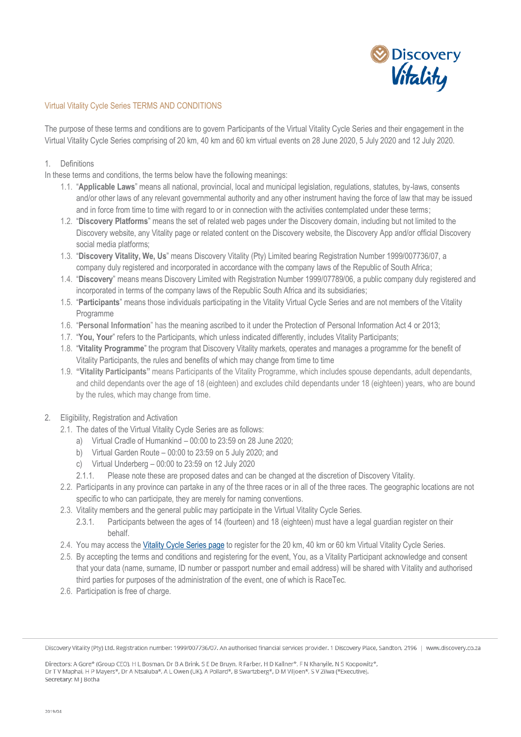# Virtual Vitality Cycle Series TERMS AND CONDITIONS

The purpose of these terms and conditions are to govern Participants of the Virtual Vitality Cycle Series and their engagement in the Virtual Vitality Cycle Series comprising of 20 km, 40 km and 60 km virtual events on 28 June 2020, 5 July 2020 and 12 July 2020.

## 1. Definitions

In these terms and conditions, the terms below have the following meanings:

1.1. "**Applicable Laws**" means all national, provincial, local and municipal legislation, regulations, statutes, by-laws, consents and/or other laws of any relevant governmental authority and any other instrument having the force of law that may be issued and in force from time to time with regard to or in connection with the activities contemplated under these terms;

1.2. "**Discovery Platforms**" means the set of related web pages under the Discovery domain, including but not limited to the Discovery website, any Vitality page or related content on the Discovery website, the Discovery App and/or official Discovery social media platforms;

1.3. "**Discovery Vitality, We, Us**" means Discovery Vitality (Pty) Limited bearing Registration Number 1999/007736/07, a company duly registered and incorporated in accordance with the company laws of the Republic of South Africa;

1.4. "**Discovery**" means means Discovery Limited with Registration Number 1999/07789/06, a public company duly registered and incorporated in terms of the company laws of the Republic South Africa and its subsidiaries;

1.5. "**Participants**" means those individuals participating in the Vitality Virtual Cycle Series and are not members of the Vitality Programme

1.6. "**Personal Information**" has the meaning ascribed to it under the Protection of Personal Information Act 4 or 2013;

1.7. "**You, Your**" refers to the Participants, which unless indicated differently, includes Vitality Participants;

1.8. "**Vitality Programme**" the program that Discovery Vitality markets, operates and manages a programme for the benefit of Vitality Participants, the rules and benefits of which may change from time to time

1.9. "**Vitality Participants"** means Participants of the Vitality Programme, which includes spouse dependants, adult dependants, and child dependants over the age of 18 (eighteen) and excludes child dependants under 18 (eighteen) years, who are bound by the rules, which may change from time.

## 2. Eligibility, Registration and Activation

2.1. The dates of the Virtual Vitality Cycle Series are as follows:

a) Virtual Cradle of Humankind – 00:00 to 23:59 on 28 June 2020;

b) Virtual Garden Route – 00:00 to 23:59 on 5 July 2020; and

c) Virtual Underberg – 00:00 to 23:59 on 12 July 2020

2.1.1. Please note these are proposed dates and can be changed at the discretion of Discovery Vitality.

2.2. Participants in any province can partake in any of the three races or in all of the three races. The geographic locations are not specific to who can participate, they are merely for naming conventions.

2.3. Vitality members and the general public may participate in the Virtual Vitality Cycle Series.

2.3.1. Participants between the ages of 14 (fourteen) and 18 (eighteen) must have a legal guardian register on their behalf.

2.4. You may access the Vitality Cycle Series page to register for the 20 km, 40 km or 60 km Virtual Vitality Cycle Series.

2.5. By accepting the terms and conditions and registering for the event, You, as a Vitality Participant acknowledge and consent that your data (name, surname, ID number or passport number and email address) will be shared with Vitality and authorised third parties for purposes of the administration of the event, one of which is RaceTec.

2.6. Participation is free of charge.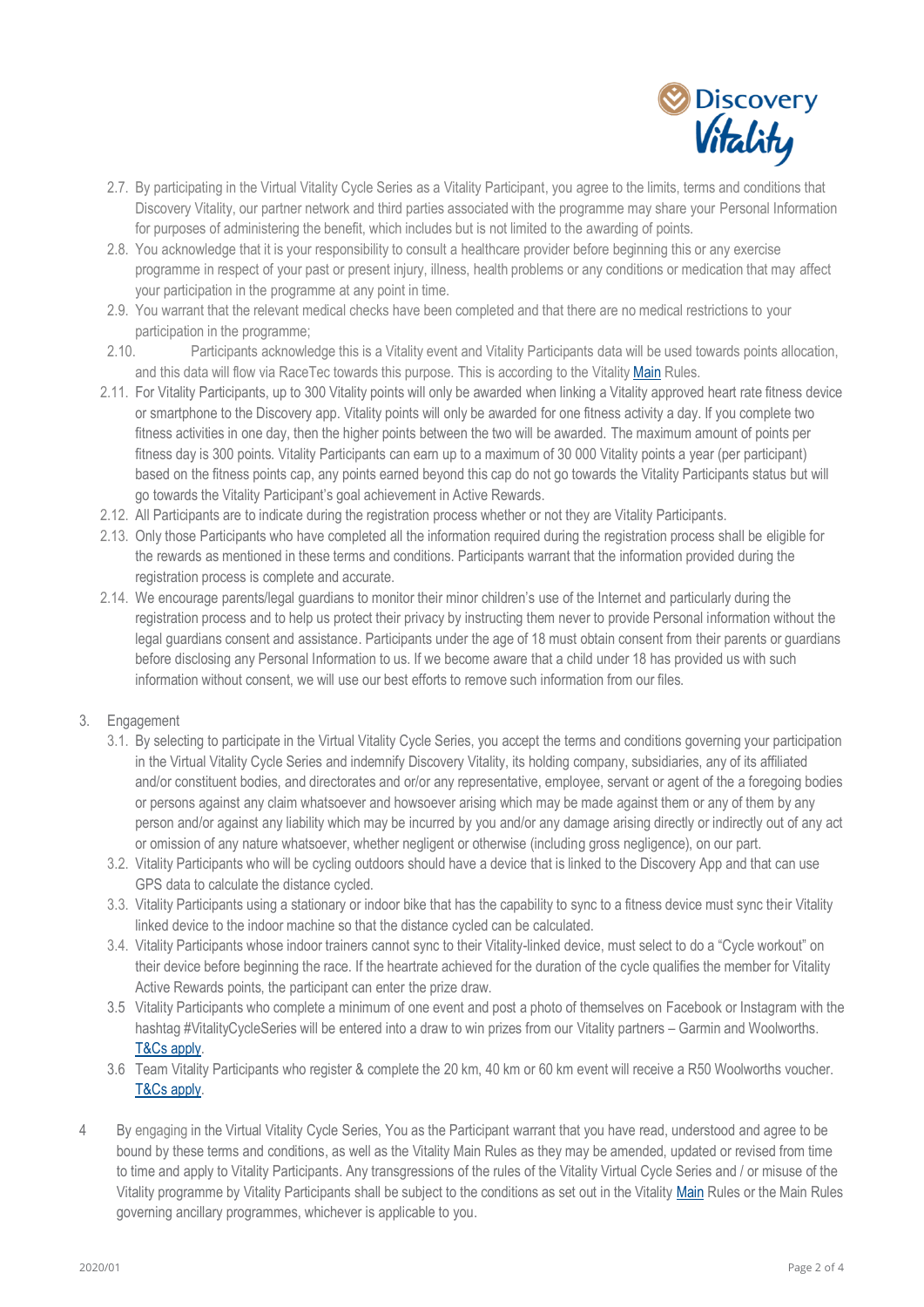2.7. By participating in the Virtual Vitality Cycle Series as a Vitality Participant, you agree to the limits, terms and conditions that Discovery Vitality, our partner network and third parties associated with the programme may share your Personal Information for purposes of administering the benefit, which includes but is not limited to the awarding of points.

2.8. You acknowledge that it is your responsibility to consult a healthcare provider before beginning this or any exercise programme in respect of your past or present injury, illness, health problems or any conditions or medication that may affect your participation in the programme at any point in time.

2.9. You warrant that the relevant medical checks have been completed and that there are no medical restrictions to your participation in the programme;

2.10. Participants acknowledge this is a Vitality event and Vitality Participants data will be used towards points allocation, and this data will flow via RaceTec towards this purpose. This is according to the Vitality Main Rules.

2.11. For Vitality Participants, up to 300 Vitality points will only be awarded when linking a Vitality approved heart rate fitness device or smartphone to the Discovery app. Vitality points will only be awarded for one fitness activity a day. If you complete two fitness activities in one day, then the higher points between the two will be awarded. The maximum amount of points per fitness day is 300 points. Vitality Participants can earn up to a maximum of 30 000 Vitality points a year (per participant) based on the fitness points cap, any points earned beyond this cap do not go towards the Vitality Participants status but will go towards the Vitality Participant's goal achievement in Active Rewards.

2.12. All Participants are to indicate during the registration process whether or not they are Vitality Participants.

2.13. Only those Participants who have completed all the information required during the registration process shall be eligible for the rewards as mentioned in these terms and conditions. Participants warrant that the information provided during the registration process is complete and accurate.

2.14. We encourage parents/legal guardians to monitor their minor children's use of the Internet and particularly during the registration process and to help us protect their privacy by instructing them never to provide Personal information without the legal guardians consent and assistance. Participants under the age of 18 must obtain consent from their parents or guardians before disclosing any Personal Information to us. If we become aware that a child under 18 has provided us with such information without consent, we will use our best efforts to remove such information from our files.

3. Engagement

3.1. By selecting to participate in the Virtual Vitality Cycle Series, you accept the terms and conditions governing your participation in the Virtual Vitality Cycle Series and indemnify Discovery Vitality, its holding company, subsidiaries, any of its affiliated and/or constituent bodies, and directorates and or/or any representative, employee, servant or agent of the a foregoing bodies or persons against any claim whatsoever and howsoever arising which may be made against them or any of them by any person and/or against any liability which may be incurred by you and/or any damage arising directly or indirectly out of any act or omission of any nature whatsoever, whether negligent or otherwise (including gross negligence), on our part.

3.2. Vitality Participants who will be cycling outdoors should have a device that is linked to the Discovery App and that can use GPS data to calculate the distance cycled.

3.3. Vitality Participants using a stationary or indoor bike that has the capability to sync to a fitness device must sync their Vitality linked device to the indoor machine so that the distance cycled can be calculated.

3.4. Vitality Participants whose indoor trainers cannot sync to their Vitality-linked device, must select to do a "Cycle workout" on their device before beginning the race. If the heartrate achieved for the duration of the cycle qualifies the member for Vitality Active Rewards points, the participant can enter the prize draw.

3.5 Vitality Participants who complete a minimum of one event and post a photo of themselves on Facebook or Instagram with the hashtag #VitalityCycleSeries will be entered into a draw to win prizes from our Vitality partners – Garmin and Woolworths. T&Cs apply.

3.6 Team Vitality Participants who register & complete the 20 km, 40 km or 60 km event will receive a R50 Woolworths voucher. T&Cs apply.

4 By engaging in the Virtual Vitality Cycle Series, You as the Participant warrant that you have read, understood and agree to be bound by these terms and conditions, as well as the Vitality Main Rules as they may be amended, updated or revised from time to time and apply to Vitality Participants. Any transgressions of the rules of the Vitality Virtual Cycle Series and / or misuse of the Vitality programme by Vitality Participants shall be subject to the conditions as set out in the Vitality Main Rules or the Main Rules governing ancillary programmes, whichever is applicable to you.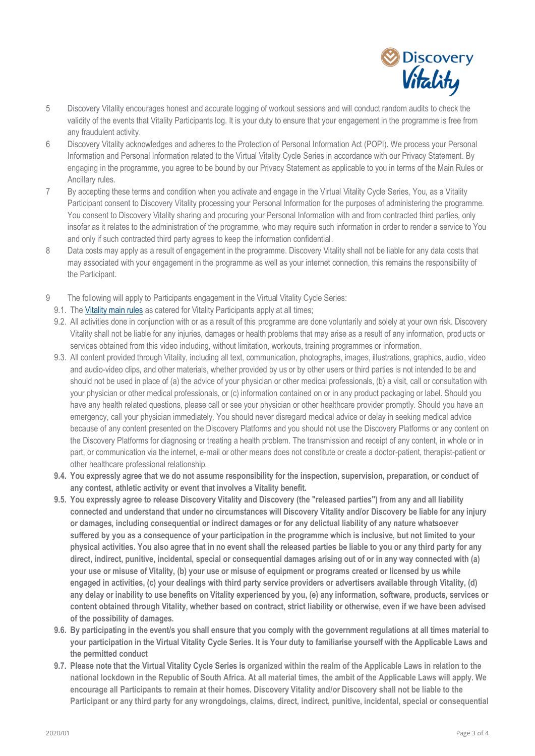5 Discovery Vitality encourages honest and accurate logging of workout sessions and will conduct random audits to check the validity of the events that Vitality Participants log. It is your duty to ensure that your engagement in the programme is free from any fraudulent activity.

6 Discovery Vitality acknowledges and adheres to the Protection of Personal Information Act (POPI). We process your Personal Information and Personal Information related to the Virtual Vitality Cycle Series in accordance with our Privacy Statement. By engaging in the programme, you agree to be bound by our Privacy Statement as applicable to you in terms of the Main Rules or Ancillary rules.

7 By accepting these terms and condition when you activate and engage in the Virtual Vitality Cycle Series, You, as a Vitality Participant consent to Discovery Vitality processing your Personal Information for the purposes of administering the programme. You consent to Discovery Vitality sharing and procuring your Personal Information with and from contracted third parties, only insofar as it relates to the administration of the programme, who may require such information in order to render a service to You and only if such contracted third party agrees to keep the information confidential.

8 Data costs may apply as a result of engagement in the programme. Discovery Vitality shall not be liable for any data costs that may associated with your engagement in the programme as well as your internet connection, this remains the responsibility of the Participant.

9 The following will apply to Participants engagement in the Virtual Vitality Cycle Series:

9.1. The [Vitality main rules] as catered for Vitality Participants apply at all times;

9.2. All activities done in conjunction with or as a result of this programme are done voluntarily and solely at your own risk. Discovery Vitality shall not be liable for any injuries, damages or health problems that may arise as a result of any information, products or services obtained from this video including, without limitation, workouts, training programmes or information.

9.3. All content provided through Vitality, including all text, communication, photographs, images, illustrations, graphics, audio, video and audio-video clips, and other materials, whether provided by us or by other users or third parties is not intended to be and should not be used in place of (a) the advice of your physician or other medical professionals, (b) a visit, call or consultation with your physician or other medical professionals, or (c) information contained on or in any product packaging or label. Should you have any health related questions, please call or see your physician or other healthcare provider promptly. Should you have an emergency, call your physician immediately. You should never disregard medical advice or delay in seeking medical advice because of any content presented on the Discovery Platforms and you should not use the Discovery Platforms or any content on the Discovery Platforms for diagnosing or treating a health problem. The transmission and receipt of any content, in whole or in part, or communication via the internet, e-mail or other means does not constitute or create a doctor-patient, therapist-patient or other healthcare professional relationship.

**9.4. You expressly agree that we do not assume responsibility for the inspection, supervision, preparation, or conduct of any contest, athletic activity or event that involves a Vitality benefit.**

**9.5. You expressly agree to release Discovery Vitality and Discovery (the "released parties") from any and all liability connected and understand that under no circumstances will Discovery Vitality and/or Discovery be liable for any injury or damages, including consequential or indirect damages or for any delictual liability of any nature whatsoever suffered by you as a consequence of your participation in the programme which is inclusive, but not limited to your physical activities. You also agree that in no event shall the released parties be liable to you or any third party for any direct, indirect, punitive, incidental, special or consequential damages arising out of or in any way connected with (a) your use or misuse of Vitality, (b) your use or misuse of equipment or programs created or licensed by us while engaged in activities, (c) your dealings with third party service providers or advertisers available through Vitality, (d) any delay or inability to use benefits on Vitality experienced by you, (e) any information, software, products, services or content obtained through Vitality, whether based on contract, strict liability or otherwise, even if we have been advised of the possibility of damages.**

**9.6. By participating in the event/s you shall ensure that you comply with the government regulations at all times material to your participation in the Virtual Vitality Cycle Series. It is Your duty to familiarise yourself with the Applicable Laws and the permitted conduct**

**9.7. Please note that the Virtual Vitality Cycle Series is organized within the realm of the Applicable Laws in relation to the national lockdown in the Republic of South Africa. At all material times, the ambit of the Applicable Laws will apply. We encourage all Participants to remain at their homes. Discovery Vitality and/or Discovery shall not be liable to the Participant or any third party for any wrongdoings, claims, direct, indirect, punitive, incidental, special or consequential**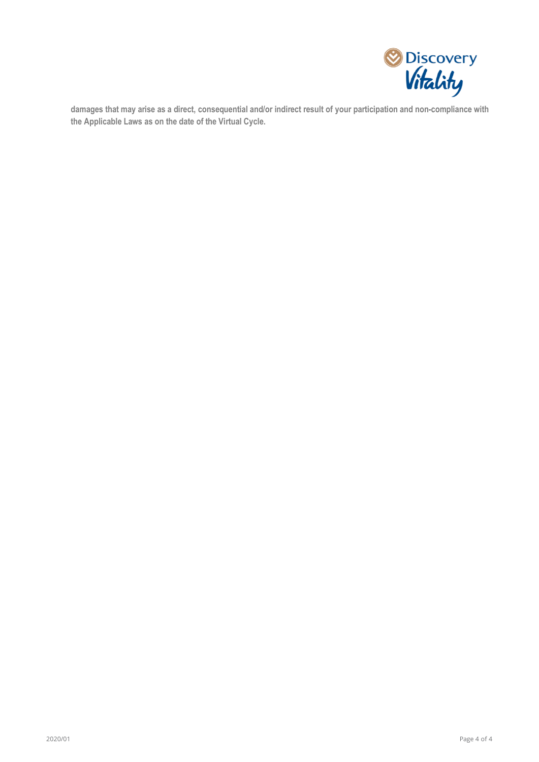**damages that may arise as a direct, consequential and/or indirect result of your participation and non-compliance with the Applicable Laws as on the date of the Virtual Cycle.**